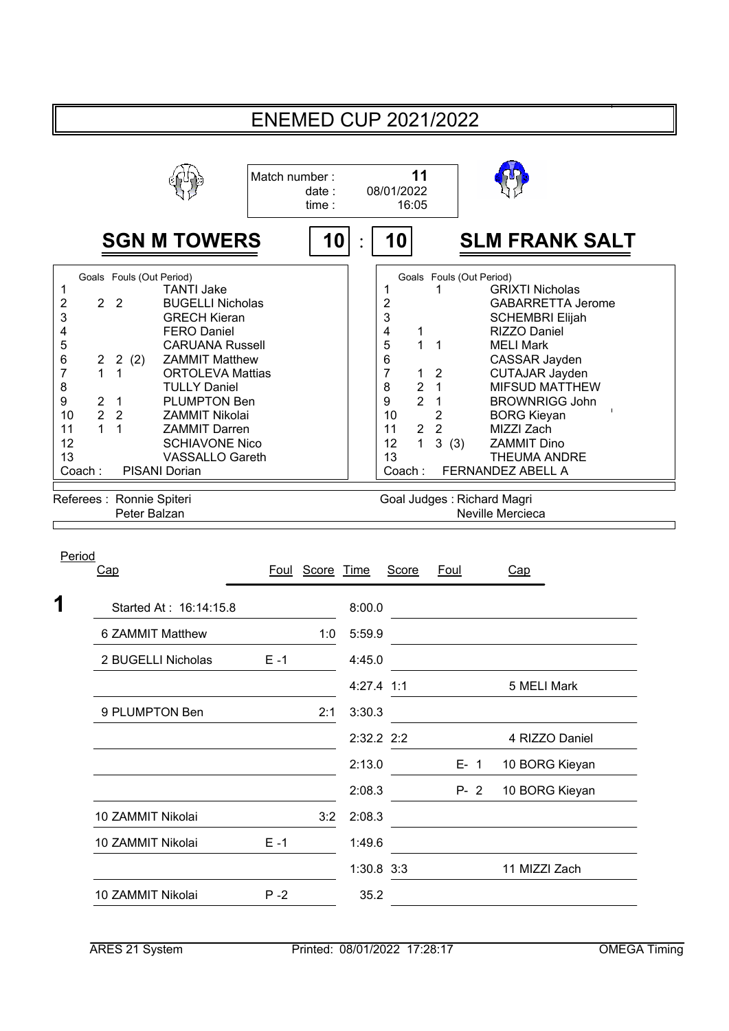# ENEMED CUP 2021/2022

Match number : **11**
date : 08/01/2022
time : 16:05

## SGN M TOWERS | 10 : 10 | SLM FRANK SALT

| # | Goals | Fouls (Out Period) | SGN M TOWERS |
|---|---|---|---|
| 1 | | | TANTI Jake |
| 2 | 2 | 2 | BUGELLI Nicholas |
| 3 | | | GRECH Kieran |
| 4 | | | FERO Daniel |
| 5 | | | CARUANA Russell |
| 6 | 2 | 2 (2) | ZAMMIT Matthew |
| 7 | 1 | 1 | ORTOLEVA Mattias |
| 8 | | | TULLY Daniel |
| 9 | 2 | 1 | PLUMPTON Ben |
| 10 | 2 | 2 | ZAMMIT Nikolai |
| 11 | 1 | 1 | ZAMMIT Darren |
| 12 | | | SCHIAVONE Nico |
| 13 | | | VASSALLO Gareth |
| Coach : | | | PISANI Dorian |

| # | Goals | Fouls (Out Period) | SLM FRANK SALT |
|---|---|---|---|
| 1 | | 1 | GRIXTI Nicholas |
| 2 | | | GABARRETTA Jerome |
| 3 | | | SCHEMBRI Elijah |
| 4 | 1 | | RIZZO Daniel |
| 5 | 1 | 1 | MELI Mark |
| 6 | | | CASSAR Jayden |
| 7 | 1 | 2 | CUTAJAR Jayden |
| 8 | 2 | 1 | MIFSUD MATTHEW |
| 9 | 2 | 1 | BROWNRIGG John |
| 10 | | 2 | BORG Kieyan |
| 11 | 2 | 2 | MIZZI Zach |
| 12 | 1 | 3 (3) | ZAMMIT Dino |
| 13 | | | THEUMA ANDRE |
| Coach : | | | FERNANDEZ ABELL A |

Referees : Ronnie Spiteri, Peter Balzan

Goal Judges : Richard Magri, Neville Mercieca

| Period | Cap | Foul | Score | Time | Score | Foul | Cap |
|---|---|---|---|---|---|---|---|
| **1** | Started At : 16:14:15.8 | | | 8:00.0 | | | |
| | 6 ZAMMIT Matthew | | 1:0 | 5:59.9 | | | |
| | 2 BUGELLI Nicholas | E -1 | | 4:45.0 | | | |
| | | | | 4:27.4 | 1:1 | | 5 MELI Mark |
| | 9 PLUMPTON Ben | | 2:1 | 3:30.3 | | | |
| | | | | 2:32.2 | 2:2 | | 4 RIZZO Daniel |
| | | | | 2:13.0 | | E- 1 | 10 BORG Kieyan |
| | | | | 2:08.3 | | P- 2 | 10 BORG Kieyan |
| | 10 ZAMMIT Nikolai | | 3:2 | 2:08.3 | | | |
| | 10 ZAMMIT Nikolai | E -1 | | 1:49.6 | | | |
| | | | | 1:30.8 | 3:3 | | 11 MIZZI Zach |
| | 10 ZAMMIT Nikolai | P -2 | | 35.2 | | | |

ARES 21 System — Printed: 08/01/2022 17:28:17 — OMEGA Timing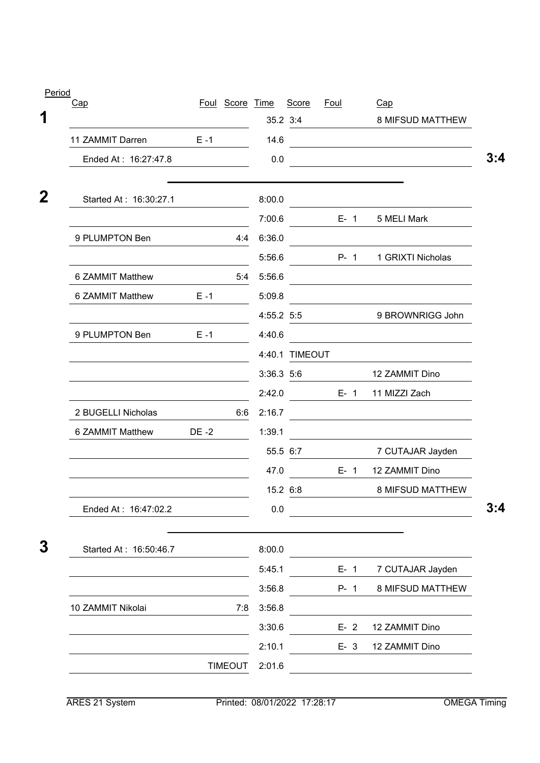| Period | Cap | Foul | Score | Time | Score | Foul | Cap | |
|---|---|---|---|---|---|---|---|---|
| **1** | | | | 35.2 | 3:4 | | 8 MIFSUD MATTHEW | |
| | 11 ZAMMIT Darren | E -1 | | 14.6 | | | | |
| | Ended At : 16:27:47.8 | | | 0.0 | | | | **3:4** |
| **2** | Started At : 16:30:27.1 | | | 8:00.0 | | | | |
| | | | | 7:00.6 | | E- 1 | 5 MELI Mark | |
| | 9 PLUMPTON Ben | | 4:4 | 6:36.0 | | | | |
| | | | | 5:56.6 | | P- 1 | 1 GRIXTI Nicholas | |
| | 6 ZAMMIT Matthew | | 5:4 | 5:56.6 | | | | |
| | 6 ZAMMIT Matthew | E -1 | | 5:09.8 | | | | |
| | | | | 4:55.2 | 5:5 | | 9 BROWNRIGG John | |
| | 9 PLUMPTON Ben | E -1 | | 4:40.6 | | | | |
| | | | | 4:40.1 | TIMEOUT | | | |
| | | | | 3:36.3 | 5:6 | | 12 ZAMMIT Dino | |
| | | | | 2:42.0 | | E- 1 | 11 MIZZI Zach | |
| | 2 BUGELLI Nicholas | | 6:6 | 2:16.7 | | | | |
| | 6 ZAMMIT Matthew | DE -2 | | 1:39.1 | | | | |
| | | | | 55.5 | 6:7 | | 7 CUTAJAR Jayden | |
| | | | | 47.0 | | E- 1 | 12 ZAMMIT Dino | |
| | | | | 15.2 | 6:8 | | 8 MIFSUD MATTHEW | |
| | Ended At : 16:47:02.2 | | | 0.0 | | | | **3:4** |
| **3** | Started At : 16:50:46.7 | | | 8:00.0 | | | | |
| | | | | 5:45.1 | | E- 1 | 7 CUTAJAR Jayden | |
| | | | | 3:56.8 | | P- 1 | 8 MIFSUD MATTHEW | |
| | 10 ZAMMIT Nikolai | | 7:8 | 3:56.8 | | | | |
| | | | | 3:30.6 | | E- 2 | 12 ZAMMIT Dino | |
| | | | | 2:10.1 | | E- 3 | 12 ZAMMIT Dino | |
| | | | TIMEOUT | 2:01.6 | | | | |

ARES 21 System | Printed: 08/01/2022 17:28:17 | OMEGA Timing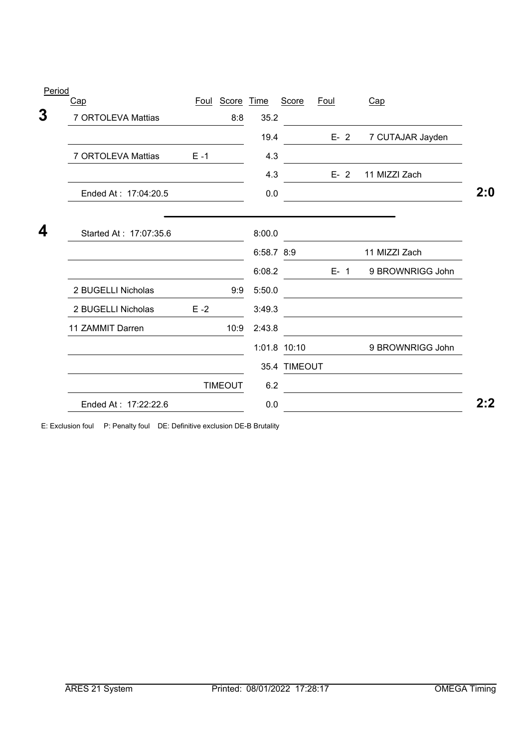| Period | Cap | Foul | Score | Time | Score | Foul | Cap | |
|---|---|---|---|---|---|---|---|---|
| **3** | 7 ORTOLEVA Mattias | | 8:8 | 35.2 | | | | |
| | | | | 19.4 | | E- 2 | 7 CUTAJAR Jayden | |
| | 7 ORTOLEVA Mattias | E -1 | | 4.3 | | | | |
| | | | | 4.3 | | E- 2 | 11 MIZZI Zach | |
| | Ended At : 17:04:20.5 | | | 0.0 | | | | **2:0** |
| **4** | Started At : 17:07:35.6 | | | 8:00.0 | | | | |
| | | | | 6:58.7 | 8:9 | | 11 MIZZI Zach | |
| | | | | 6:08.2 | | E- 1 | 9 BROWNRIGG John | |
| | 2 BUGELLI Nicholas | | 9:9 | 5:50.0 | | | | |
| | 2 BUGELLI Nicholas | E -2 | | 3:49.3 | | | | |
| | 11 ZAMMIT Darren | | 10:9 | 2:43.8 | | | | |
| | | | | 1:01.8 | 10:10 | | 9 BROWNRIGG John | |
| | | | | 35.4 | TIMEOUT | | | |
| | | | TIMEOUT | 6.2 | | | | |
| | Ended At : 17:22:22.6 | | | 0.0 | | | | **2:2** |

E: Exclusion foul P: Penalty foul DE: Definitive exclusion DE-B Brutality

ARES 21 System Printed: 08/01/2022 17:28:17 OMEGA Timing